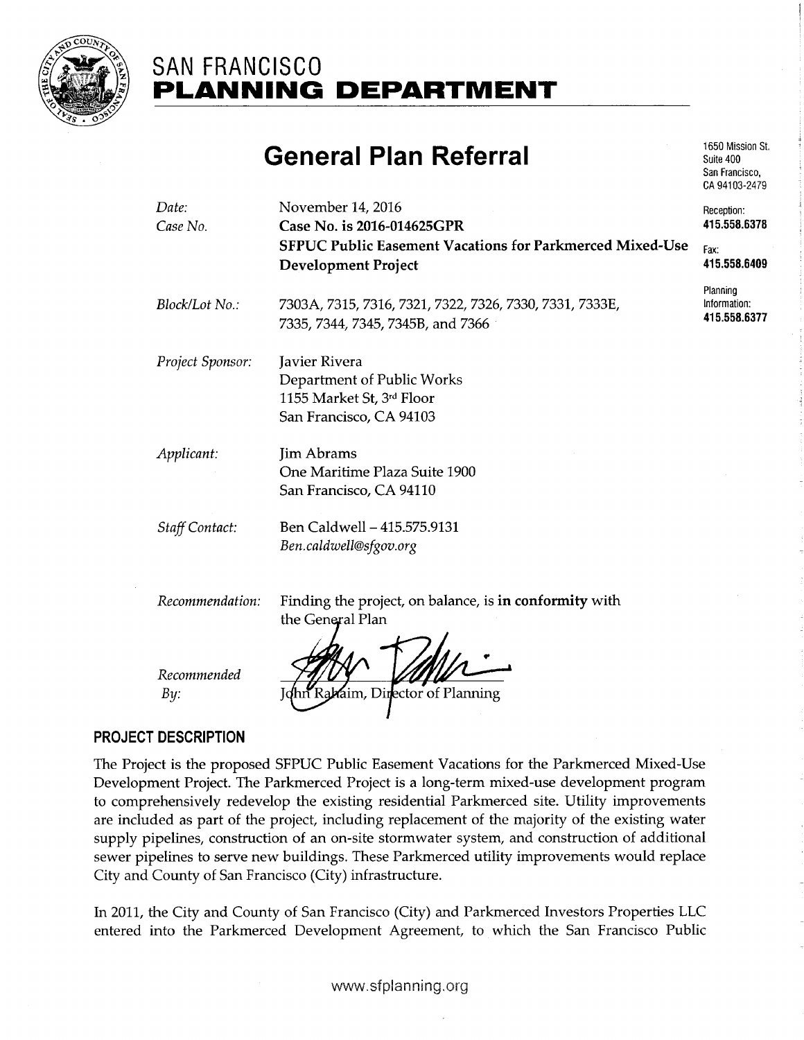# SAN FRANCISCO PLANNING DEPARTMENT

## General Plan Referral

1650 Mission St.
Suite 400
San Francisco,
CA 94103-2479

Reception:
**415.558.6378**

Fax:
**415.558.6409**

Planning
Information:
**415.558.6377**

| | |
|---|---|
| *Date:* | November 14, 2016 |
| *Case No.* | **Case No. is 2016-014625GPR** |
| | **SFPUC Public Easement Vacations for Parkmerced Mixed-Use Development Project** |
| *Block/Lot No.:* | 7303A, 7315, 7316, 7321, 7322, 7326, 7330, 7331, 7333E, 7335, 7344, 7345, 7345B, and 7366 |
| *Project Sponsor:* | Javier Rivera<br>Department of Public Works<br>1155 Market St, 3rd Floor<br>San Francisco, CA 94103 |
| *Applicant:* | Jim Abrams<br>One Maritime Plaza Suite 1900<br>San Francisco, CA 94110 |
| *Staff Contact:* | Ben Caldwell – 415.575.9131<br>*Ben.caldwell@sfgov.org* |
| *Recommendation:* | Finding the project, on balance, is **in conformity** with the General Plan |
| *Recommended By:* | John Rahaim, Director of Planning |

### PROJECT DESCRIPTION

The Project is the proposed SFPUC Public Easement Vacations for the Parkmerced Mixed-Use Development Project. The Parkmerced Project is a long-term mixed-use development program to comprehensively redevelop the existing residential Parkmerced site. Utility improvements are included as part of the project, including replacement of the majority of the existing water supply pipelines, construction of an on-site stormwater system, and construction of additional sewer pipelines to serve new buildings. These Parkmerced utility improvements would replace City and County of San Francisco (City) infrastructure.

In 2011, the City and County of San Francisco (City) and Parkmerced Investors Properties LLC entered into the Parkmerced Development Agreement, to which the San Francisco Public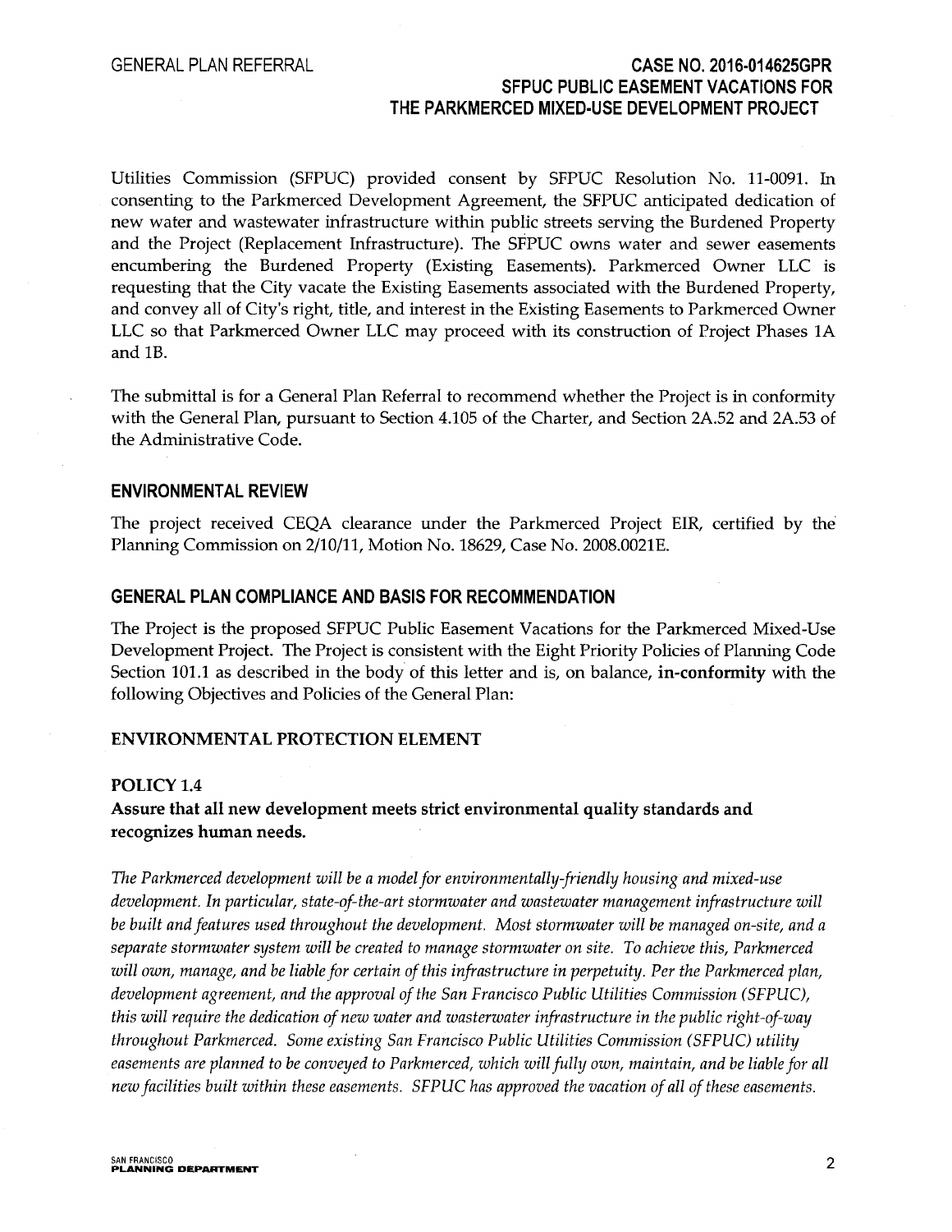Utilities Commission (SFPUC) provided consent by SFPUC Resolution No. 11-0091. In consenting to the Parkmerced Development Agreement, the SFPUC anticipated dedication of new water and wastewater infrastructure within public streets serving the Burdened Property and the Project (Replacement Infrastructure). The SFPUC owns water and sewer easements encumbering the Burdened Property (Existing Easements). Parkmerced Owner LLC is requesting that the City vacate the Existing Easements associated with the Burdened Property, and convey all of City's right, title, and interest in the Existing Easements to Parkmerced Owner LLC so that Parkmerced Owner LLC may proceed with its construction of Project Phases 1A and 1B.

The submittal is for a General Plan Referral to recommend whether the Project is in conformity with the General Plan, pursuant to Section 4.105 of the Charter, and Section 2A.52 and 2A.53 of the Administrative Code.

## ENVIRONMENTAL REVIEW

The project received CEQA clearance under the Parkmerced Project EIR, certified by the Planning Commission on 2/10/11, Motion No. 18629, Case No. 2008.0021E.

## GENERAL PLAN COMPLIANCE AND BASIS FOR RECOMMENDATION

The Project is the proposed SFPUC Public Easement Vacations for the Parkmerced Mixed-Use Development Project. The Project is consistent with the Eight Priority Policies of Planning Code Section 101.1 as described in the body of this letter and is, on balance, **in-conformity** with the following Objectives and Policies of the General Plan:

### ENVIRONMENTAL PROTECTION ELEMENT

#### POLICY 1.4

**Assure that all new development meets strict environmental quality standards and recognizes human needs.**

*The Parkmerced development will be a model for environmentally-friendly housing and mixed-use development. In particular, state-of-the-art stormwater and wastewater management infrastructure will be built and features used throughout the development. Most stormwater will be managed on-site, and a separate stormwater system will be created to manage stormwater on site. To achieve this, Parkmerced will own, manage, and be liable for certain of this infrastructure in perpetuity. Per the Parkmerced plan, development agreement, and the approval of the San Francisco Public Utilities Commission (SFPUC), this will require the dedication of new water and wasterwater infrastructure in the public right-of-way throughout Parkmerced. Some existing San Francisco Public Utilities Commission (SFPUC) utility easements are planned to be conveyed to Parkmerced, which will fully own, maintain, and be liable for all new facilities built within these easements. SFPUC has approved the vacation of all of these easements.*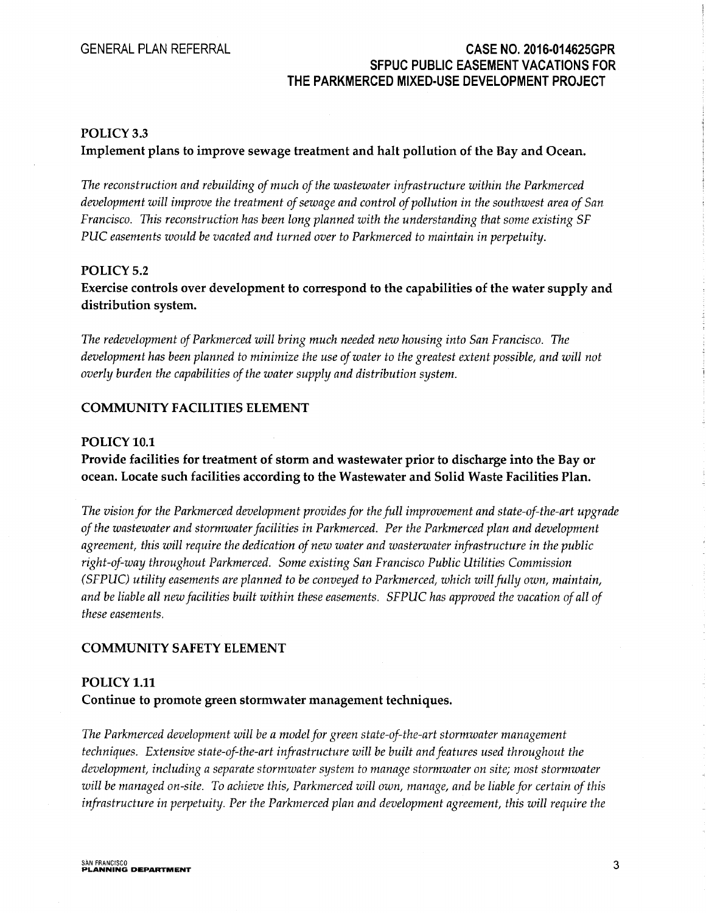### POLICY 3.3

**Implement plans to improve sewage treatment and halt pollution of the Bay and Ocean.**

*The reconstruction and rebuilding of much of the wastewater infrastructure within the Parkmerced development will improve the treatment of sewage and control of pollution in the southwest area of San Francisco. This reconstruction has been long planned with the understanding that some existing SF PUC easements would be vacated and turned over to Parkmerced to maintain in perpetuity.*

### POLICY 5.2

**Exercise controls over development to correspond to the capabilities of the water supply and distribution system.**

*The redevelopment of Parkmerced will bring much needed new housing into San Francisco. The development has been planned to minimize the use of water to the greatest extent possible, and will not overly burden the capabilities of the water supply and distribution system.*

## COMMUNITY FACILITIES ELEMENT

### POLICY 10.1

**Provide facilities for treatment of storm and wastewater prior to discharge into the Bay or ocean. Locate such facilities according to the Wastewater and Solid Waste Facilities Plan.**

*The vision for the Parkmerced development provides for the full improvement and state-of-the-art upgrade of the wastewater and stormwater facilities in Parkmerced. Per the Parkmerced plan and development agreement, this will require the dedication of new water and wastewater infrastructure in the public right-of-way throughout Parkmerced. Some existing San Francisco Public Utilities Commission (SFPUC) utility easements are planned to be conveyed to Parkmerced, which will fully own, maintain, and be liable all new facilities built within these easements. SFPUC has approved the vacation of all of these easements.*

## COMMUNITY SAFETY ELEMENT

### POLICY 1.11

**Continue to promote green stormwater management techniques.**

*The Parkmerced development will be a model for green state-of-the-art stormwater management techniques. Extensive state-of-the-art infrastructure will be built and features used throughout the development, including a separate stormwater system to manage stormwater on site; most stormwater will be managed on-site. To achieve this, Parkmerced will own, manage, and be liable for certain of this infrastructure in perpetuity. Per the Parkmerced plan and development agreement, this will require the*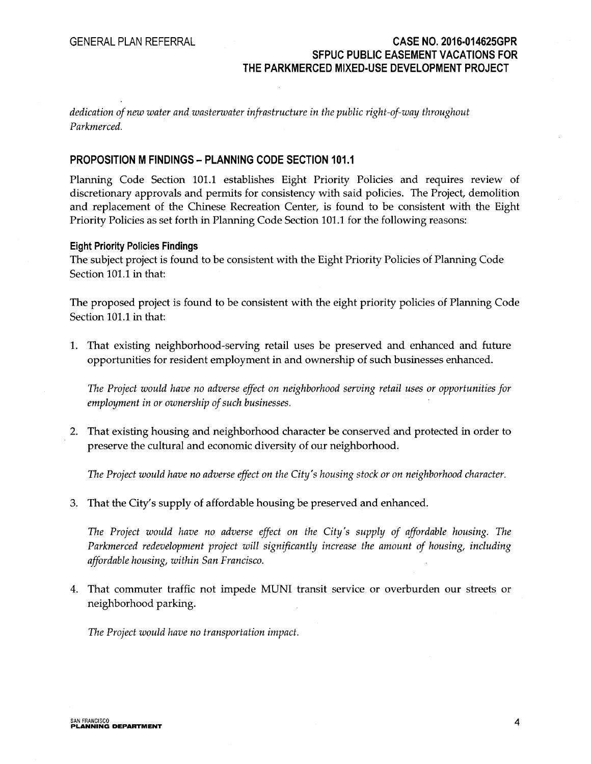*dedication of new water and wastewater infrastructure in the public right-of-way throughout Parkmerced.*

## PROPOSITION M FINDINGS – PLANNING CODE SECTION 101.1

Planning Code Section 101.1 establishes Eight Priority Policies and requires review of discretionary approvals and permits for consistency with said policies. The Project, demolition and replacement of the Chinese Recreation Center, is found to be consistent with the Eight Priority Policies as set forth in Planning Code Section 101.1 for the following reasons:

### Eight Priority Policies Findings

The subject project is found to be consistent with the Eight Priority Policies of Planning Code Section 101.1 in that:

The proposed project is found to be consistent with the eight priority policies of Planning Code Section 101.1 in that:

1. That existing neighborhood-serving retail uses be preserved and enhanced and future opportunities for resident employment in and ownership of such businesses enhanced.

   *The Project would have no adverse effect on neighborhood serving retail uses or opportunities for employment in or ownership of such businesses.*

2. That existing housing and neighborhood character be conserved and protected in order to preserve the cultural and economic diversity of our neighborhood.

   *The Project would have no adverse effect on the City's housing stock or on neighborhood character.*

3. That the City's supply of affordable housing be preserved and enhanced.

   *The Project would have no adverse effect on the City's supply of affordable housing. The Parkmerced redevelopment project will significantly increase the amount of housing, including affordable housing, within San Francisco.*

4. That commuter traffic not impede MUNI transit service or overburden our streets or neighborhood parking.

   *The Project would have no transportation impact.*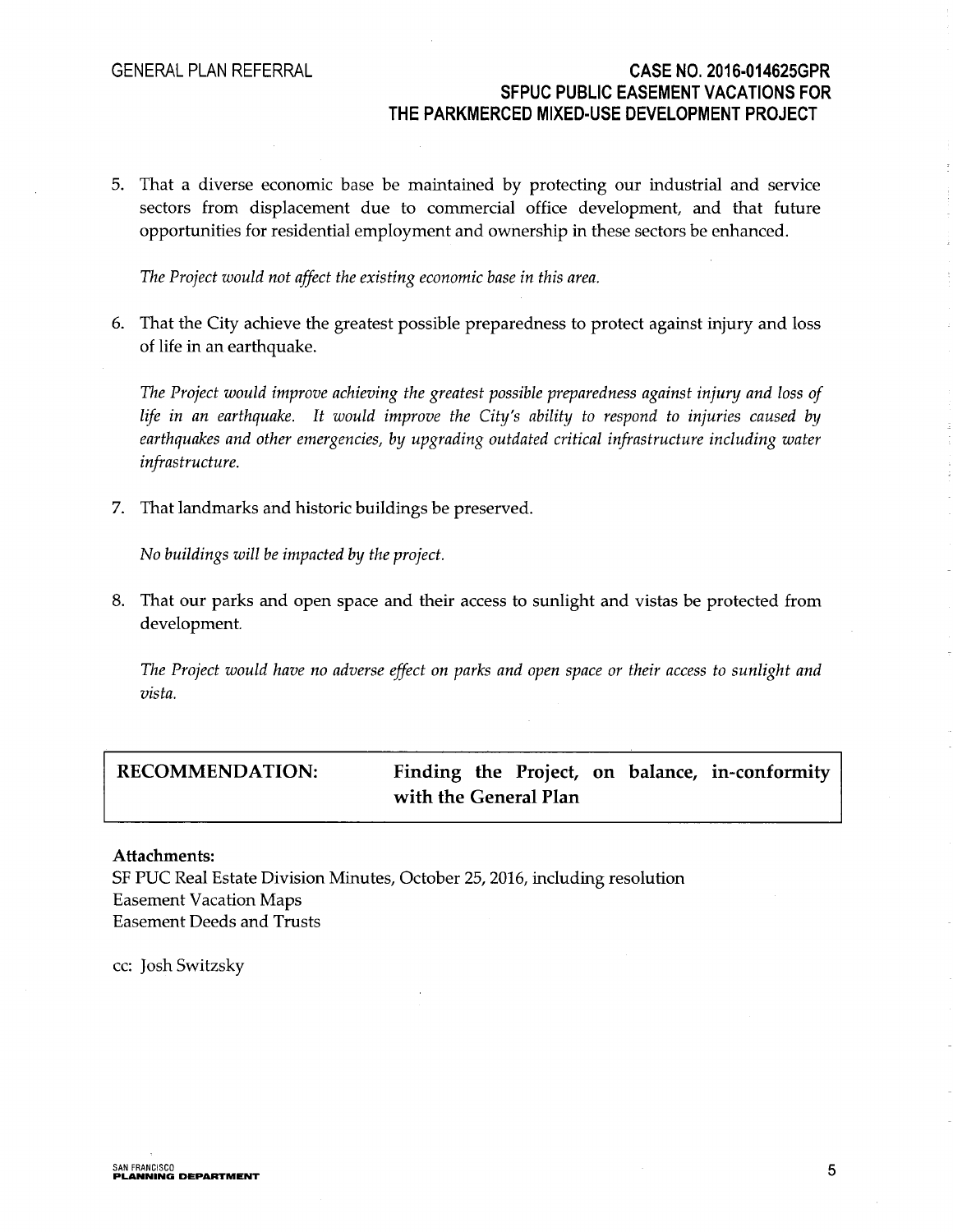5. That a diverse economic base be maintained by protecting our industrial and service sectors from displacement due to commercial office development, and that future opportunities for residential employment and ownership in these sectors be enhanced.

   *The Project would not affect the existing economic base in this area.*

6. That the City achieve the greatest possible preparedness to protect against injury and loss of life in an earthquake.

   *The Project would improve achieving the greatest possible preparedness against injury and loss of life in an earthquake. It would improve the City's ability to respond to injuries caused by earthquakes and other emergencies, by upgrading outdated critical infrastructure including water infrastructure.*

7. That landmarks and historic buildings be preserved.

   *No buildings will be impacted by the project.*

8. That our parks and open space and their access to sunlight and vistas be protected from development.

   *The Project would have no adverse effect on parks and open space or their access to sunlight and vista.*

| **RECOMMENDATION:** | **Finding the Project, on balance, in-conformity with the General Plan** |
|---|---|

**Attachments:**
SF PUC Real Estate Division Minutes, October 25, 2016, including resolution
Easement Vacation Maps
Easement Deeds and Trusts

cc: Josh Switzsky